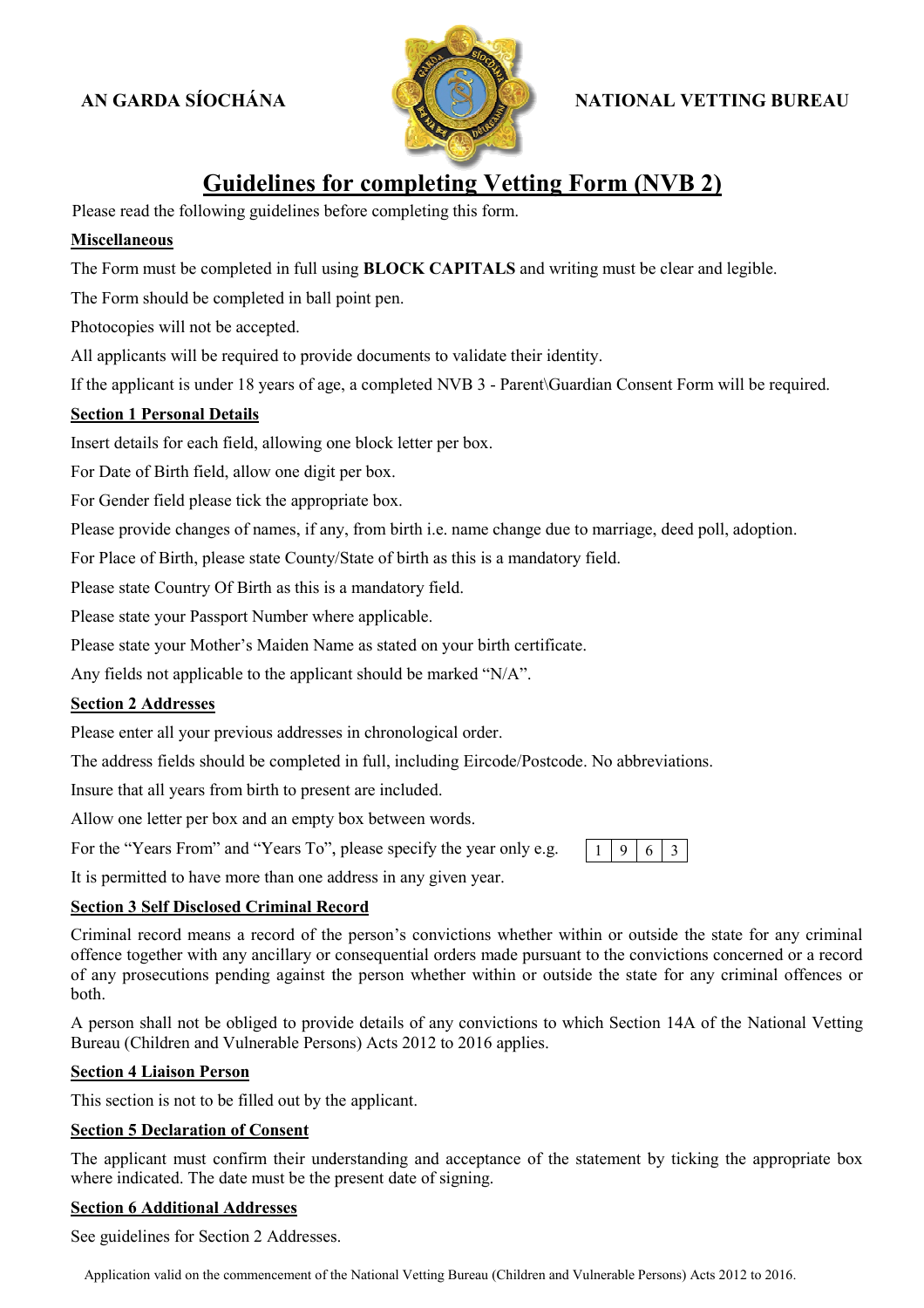**AN GARDA SÍOCHÁNA** **NATIONAL VETTING BUREAU**

# Guidelines for completing Vetting Form (NVB 2)

Please read the following guidelines before completing this form.

## Miscellaneous

The Form must be completed in full using **BLOCK CAPITALS** and writing must be clear and legible.

The Form should be completed in ball point pen.

Photocopies will not be accepted.

All applicants will be required to provide documents to validate their identity.

If the applicant is under 18 years of age, a completed NVB 3 - Parent\Guardian Consent Form will be required.

## Section 1 Personal Details

Insert details for each field, allowing one block letter per box.

For Date of Birth field, allow one digit per box.

For Gender field please tick the appropriate box.

Please provide changes of names, if any, from birth i.e. name change due to marriage, deed poll, adoption.

For Place of Birth, please state County/State of birth as this is a mandatory field.

Please state Country Of Birth as this is a mandatory field.

Please state your Passport Number where applicable.

Please state your Mother's Maiden Name as stated on your birth certificate.

Any fields not applicable to the applicant should be marked "N/A".

## Section 2 Addresses

Please enter all your previous addresses in chronological order.

The address fields should be completed in full, including Eircode/Postcode. No abbreviations.

Insure that all years from birth to present are included.

Allow one letter per box and an empty box between words.

For the "Years From" and "Years To", please specify the year only e.g.

| 1 | 9 | 6 | 3 |
|---|---|---|---|

It is permitted to have more than one address in any given year.

## Section 3 Self Disclosed Criminal Record

Criminal record means a record of the person's convictions whether within or outside the state for any criminal offence together with any ancillary or consequential orders made pursuant to the convictions concerned or a record of any prosecutions pending against the person whether within or outside the state for any criminal offences or both.

A person shall not be obliged to provide details of any convictions to which Section 14A of the National Vetting Bureau (Children and Vulnerable Persons) Acts 2012 to 2016 applies.

## Section 4 Liaison Person

This section is not to be filled out by the applicant.

## Section 5 Declaration of Consent

The applicant must confirm their understanding and acceptance of the statement by ticking the appropriate box where indicated. The date must be the present date of signing.

## Section 6 Additional Addresses

See guidelines for Section 2 Addresses.

Application valid on the commencement of the National Vetting Bureau (Children and Vulnerable Persons) Acts 2012 to 2016.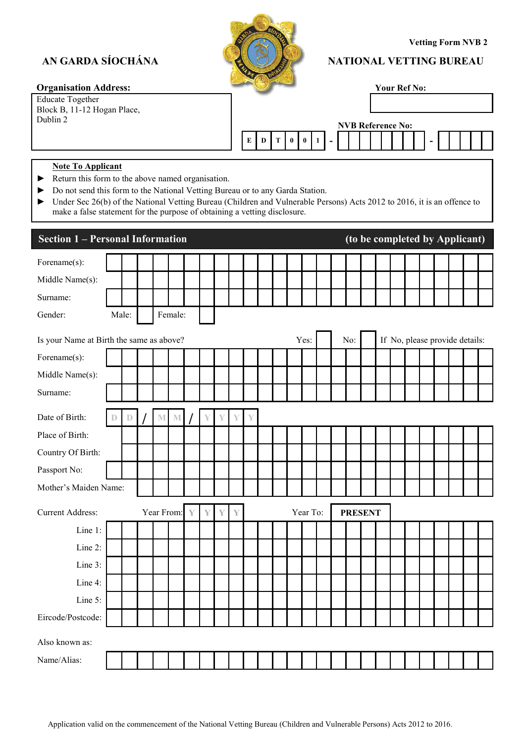**AN GARDA SÍOCHÁNA**

Vetting Form NVB 2

**NATIONAL VETTING BUREAU**

**Organisation Address:**

Educate Together
Block B, 11-12 Hogan Place,
Dublin 2

**Your Ref No:**

**NVB Reference No:** E D T 0 0 1 - ___ - ___

**Note To Applicant**

- Return this form to the above named organisation.
- Do not send this form to the National Vetting Bureau or to any Garda Station.
- Under Sec 26(b) of the National Vetting Bureau (Children and Vulnerable Persons) Acts 2012 to 2016, it is an offence to make a false statement for the purpose of obtaining a vetting disclosure.

## Section 1 – Personal Information (to be completed by Applicant)

Forename(s):

Middle Name(s):

Surname:

Gender: Male: ☐ Female: ☐

Is your Name at Birth the same as above? Yes: ☐ No: ☐ If No, please provide details:

Forename(s):

Middle Name(s):

Surname:

Date of Birth: D D / M M / Y Y Y Y

Place of Birth:

Country Of Birth:

Passport No:

Mother's Maiden Name:

Current Address: Year From: Y Y Y Y Year To: **PRESENT**

Line 1:

Line 2:

Line 3:

Line 4:

Line 5:

Eircode/Postcode:

Also known as:

Name/Alias:

Application valid on the commencement of the National Vetting Bureau (Children and Vulnerable Persons) Acts 2012 to 2016.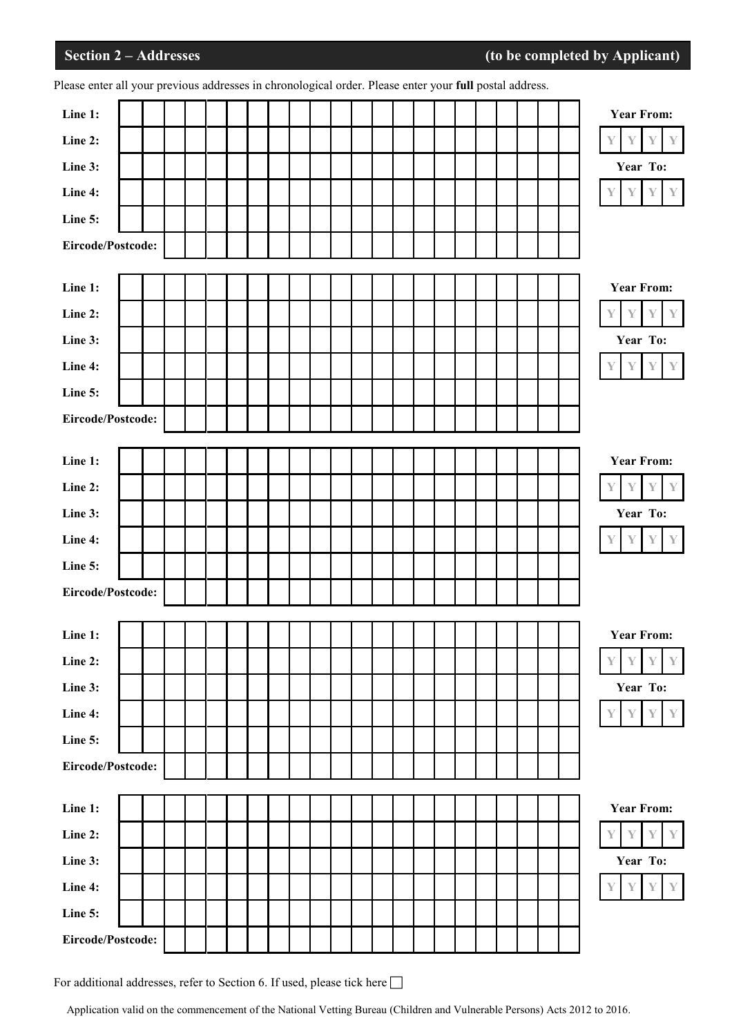## Section 2 – Addresses (to be completed by Applicant)

Please enter all your previous addresses in chronological order. Please enter your **full** postal address.

| | | | |
|---|---|---|---|
| Line 1: | | Year From: | |
| Line 2: | | | YYYY |
| Line 3: | | Year To: | |
| Line 4: | | | YYYY |
| Line 5: | | | |
| Eircode/Postcode: | | | |

| | | | |
|---|---|---|---|
| Line 1: | | Year From: | |
| Line 2: | | | YYYY |
| Line 3: | | Year To: | |
| Line 4: | | | YYYY |
| Line 5: | | | |
| Eircode/Postcode: | | | |

| | | | |
|---|---|---|---|
| Line 1: | | Year From: | |
| Line 2: | | | YYYY |
| Line 3: | | Year To: | |
| Line 4: | | | YYYY |
| Line 5: | | | |
| Eircode/Postcode: | | | |

| | | | |
|---|---|---|---|
| Line 1: | | Year From: | |
| Line 2: | | | YYYY |
| Line 3: | | Year To: | |
| Line 4: | | | YYYY |
| Line 5: | | | |
| Eircode/Postcode: | | | |

| | | | |
|---|---|---|---|
| Line 1: | | Year From: | |
| Line 2: | | | YYYY |
| Line 3: | | Year To: | |
| Line 4: | | | YYYY |
| Line 5: | | | |
| Eircode/Postcode: | | | |

For additional addresses, refer to Section 6. If used, please tick here ☐

Application valid on the commencement of the National Vetting Bureau (Children and Vulnerable Persons) Acts 2012 to 2016.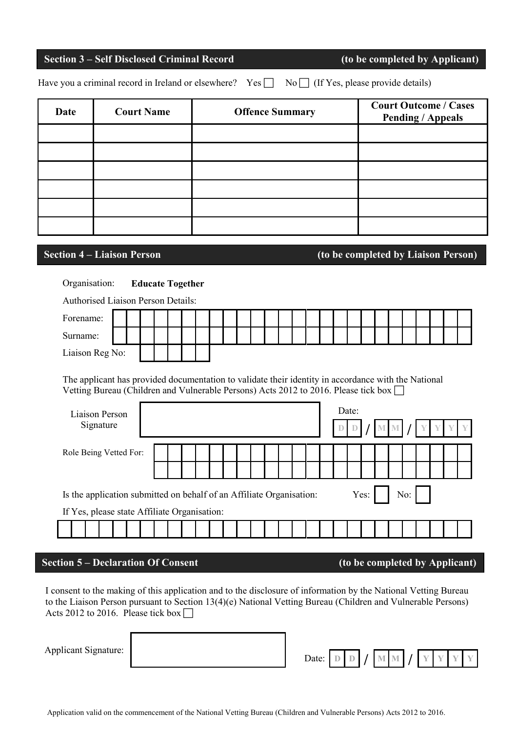## Section 3 – Self Disclosed Criminal Record (to be completed by Applicant)

Have you a criminal record in Ireland or elsewhere? Yes ☐ No ☐ (If Yes, please provide details)

| Date | Court Name | Offence Summary | Court Outcome / Cases Pending / Appeals |
|---|---|---|---|
| | | | |
| | | | |
| | | | |
| | | | |
| | | | |
| | | | |

## Section 4 – Liaison Person (to be completed by Liaison Person)

Organisation: **Educate Together**

Authorised Liaison Person Details:

Forename:

Surname:

Liaison Reg No:

The applicant has provided documentation to validate their identity in accordance with the National Vetting Bureau (Children and Vulnerable Persons) Acts 2012 to 2016. Please tick box ☐

Liaison Person Signature:

Date: D D / M M / Y Y Y Y

Role Being Vetted For:

Is the application submitted on behalf of an Affiliate Organisation: Yes: ☐ No: ☐

If Yes, please state Affiliate Organisation:

## Section 5 – Declaration Of Consent (to be completed by Applicant)

I consent to the making of this application and to the disclosure of information by the National Vetting Bureau to the Liaison Person pursuant to Section 13(4)(e) National Vetting Bureau (Children and Vulnerable Persons) Acts 2012 to 2016. Please tick box ☐

Applicant Signature:

Date: D D / M M / Y Y Y Y

Application valid on the commencement of the National Vetting Bureau (Children and Vulnerable Persons) Acts 2012 to 2016.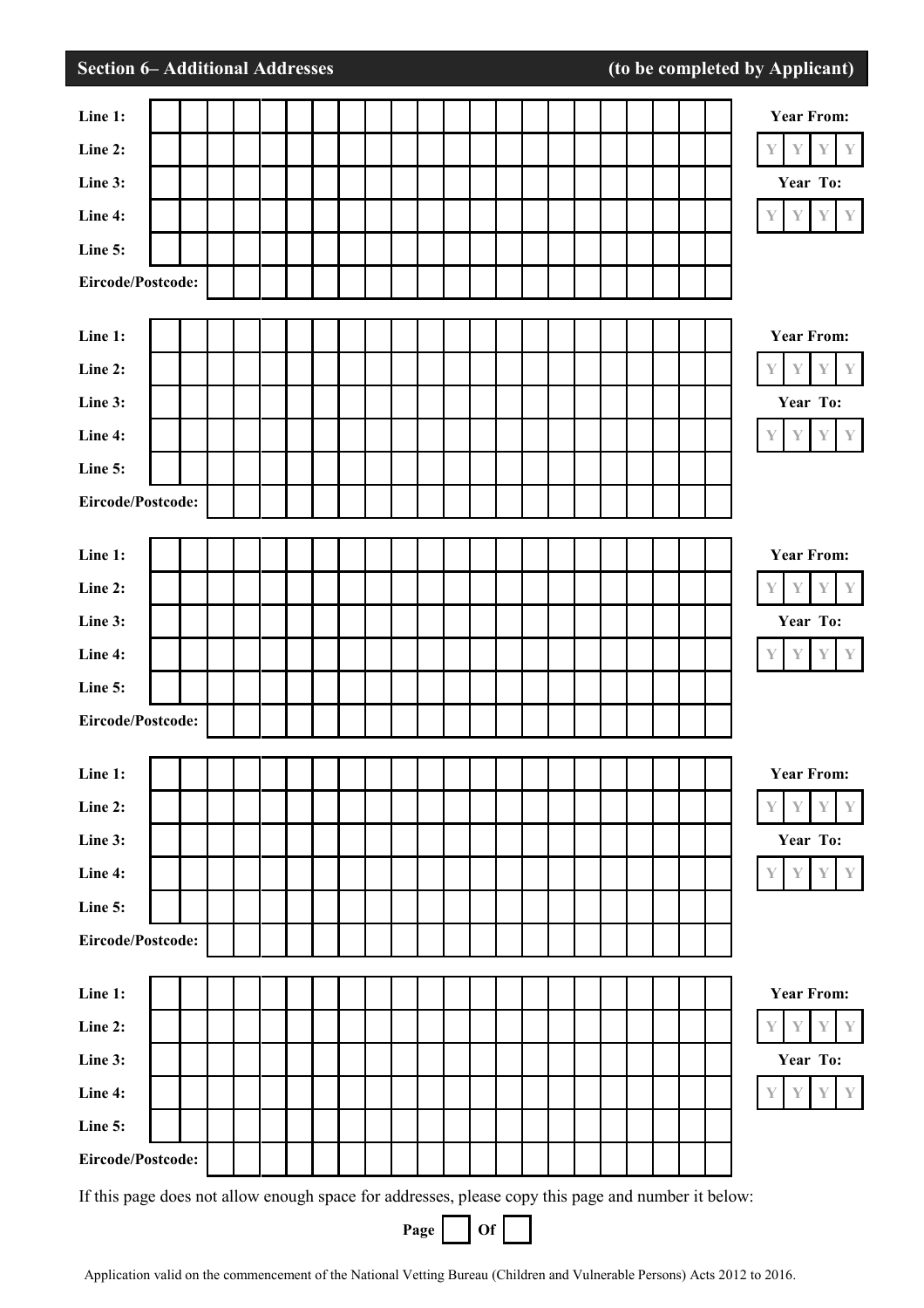## Section 6– Additional Addresses (to be completed by Applicant)

Line 1:
Line 2:
Line 3:
Line 4:
Line 5:
Eircode/Postcode:

Year From: Y Y Y Y
Year To: Y Y Y Y

Line 1:
Line 2:
Line 3:
Line 4:
Line 5:
Eircode/Postcode:

Year From: Y Y Y Y
Year To: Y Y Y Y

Line 1:
Line 2:
Line 3:
Line 4:
Line 5:
Eircode/Postcode:

Year From: Y Y Y Y
Year To: Y Y Y Y

Line 1:
Line 2:
Line 3:
Line 4:
Line 5:
Eircode/Postcode:

Year From: Y Y Y Y
Year To: Y Y Y Y

Line 1:
Line 2:
Line 3:
Line 4:
Line 5:
Eircode/Postcode:

Year From: Y Y Y Y
Year To: Y Y Y Y

If this page does not allow enough space for addresses, please copy this page and number it below:

**Page** ☐ **Of** ☐

Application valid on the commencement of the National Vetting Bureau (Children and Vulnerable Persons) Acts 2012 to 2016.